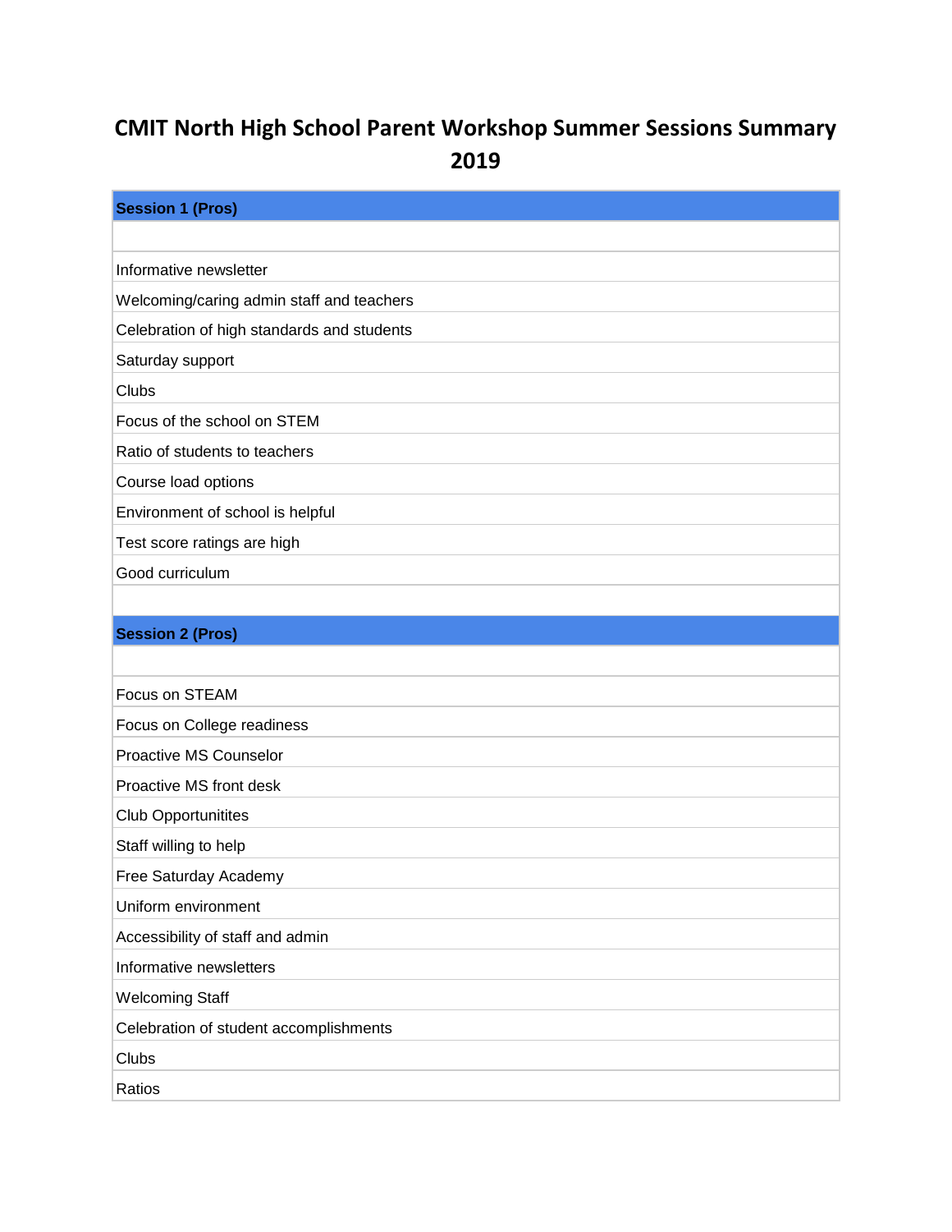# CMIT North High School Parent Workshop Summer Sessions Summary 2019

| Session 1 (Pros) |
|---|
| |
| Informative newsletter |
| Welcoming/caring admin staff and teachers |
| Celebration of high standards and students |
| Saturday support |
| Clubs |
| Focus of the school on STEM |
| Ratio of students to teachers |
| Course load options |
| Environment of school is helpful |
| Test score ratings are high |
| Good curriculum |
| |

| Session 2 (Pros) |
|---|
| |
| Focus on STEAM |
| Focus on College readiness |
| Proactive MS Counselor |
| Proactive MS front desk |
| Club Opportunitites |
| Staff willing to help |
| Free Saturday Academy |
| Uniform environment |
| Accessibility of staff and admin |
| Informative newsletters |
| Welcoming Staff |
| Celebration of student accomplishments |
| Clubs |
| Ratios |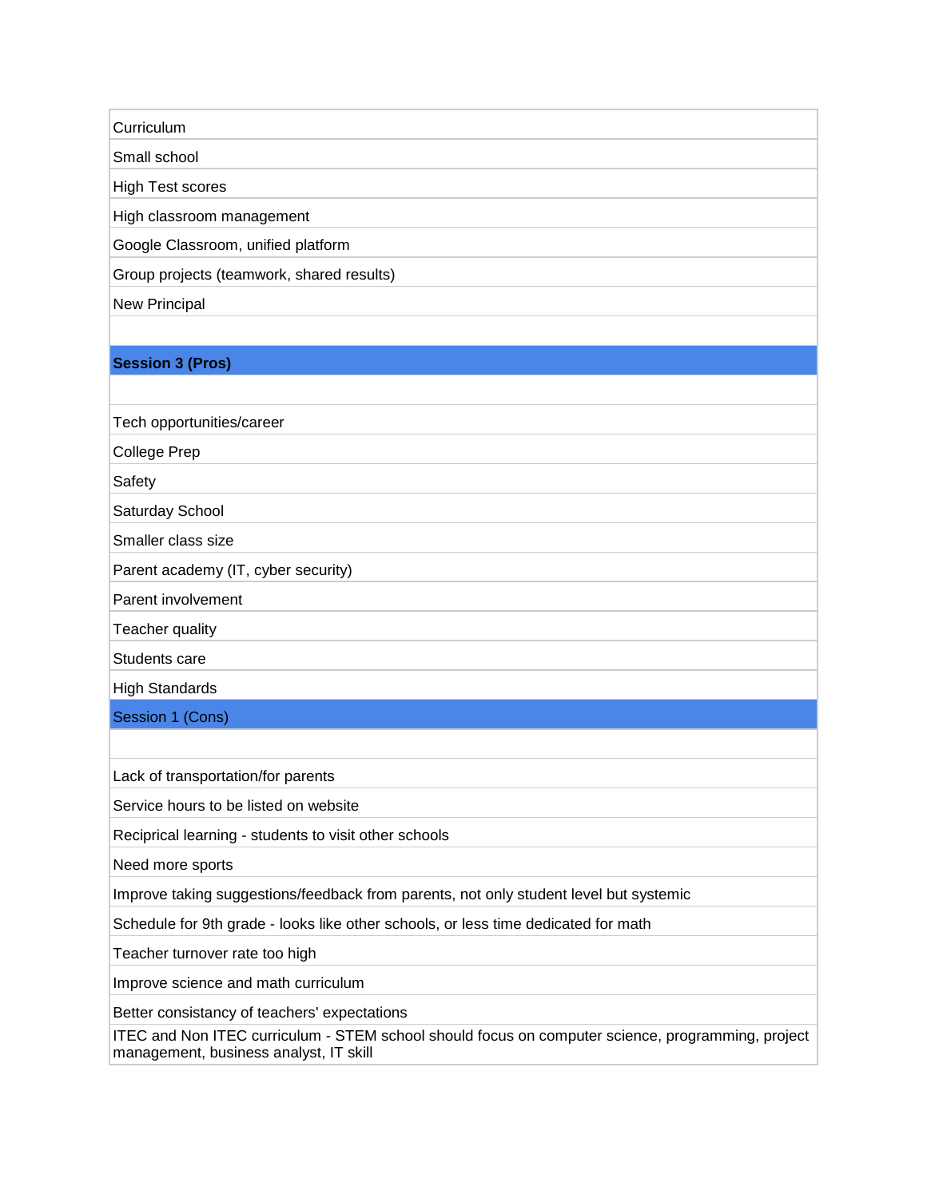| Curriculum |
|---|
| Small school |
| High Test scores |
| High classroom management |
| Google Classroom, unified platform |
| Group projects (teamwork, shared results) |
| New Principal |
| |
| **Session 3 (Pros)** |
| |
| Tech opportunities/career |
| College Prep |
| Safety |
| Saturday School |
| Smaller class size |
| Parent academy (IT, cyber security) |
| Parent involvement |
| Teacher quality |
| Students care |
| High Standards |
| Session 1 (Cons) |
| |
| Lack of transportation/for parents |
| Service hours to be listed on website |
| Reciprical learning - students to visit other schools |
| Need more sports |
| Improve taking suggestions/feedback from parents, not only student level but systemic |
| Schedule for 9th grade - looks like other schools, or less time dedicated for math |
| Teacher turnover rate too high |
| Improve science and math curriculum |
| Better consistancy of teachers' expectations |
| ITEC and Non ITEC curriculum - STEM school should focus on computer science, programming, project management, business analyst, IT skill |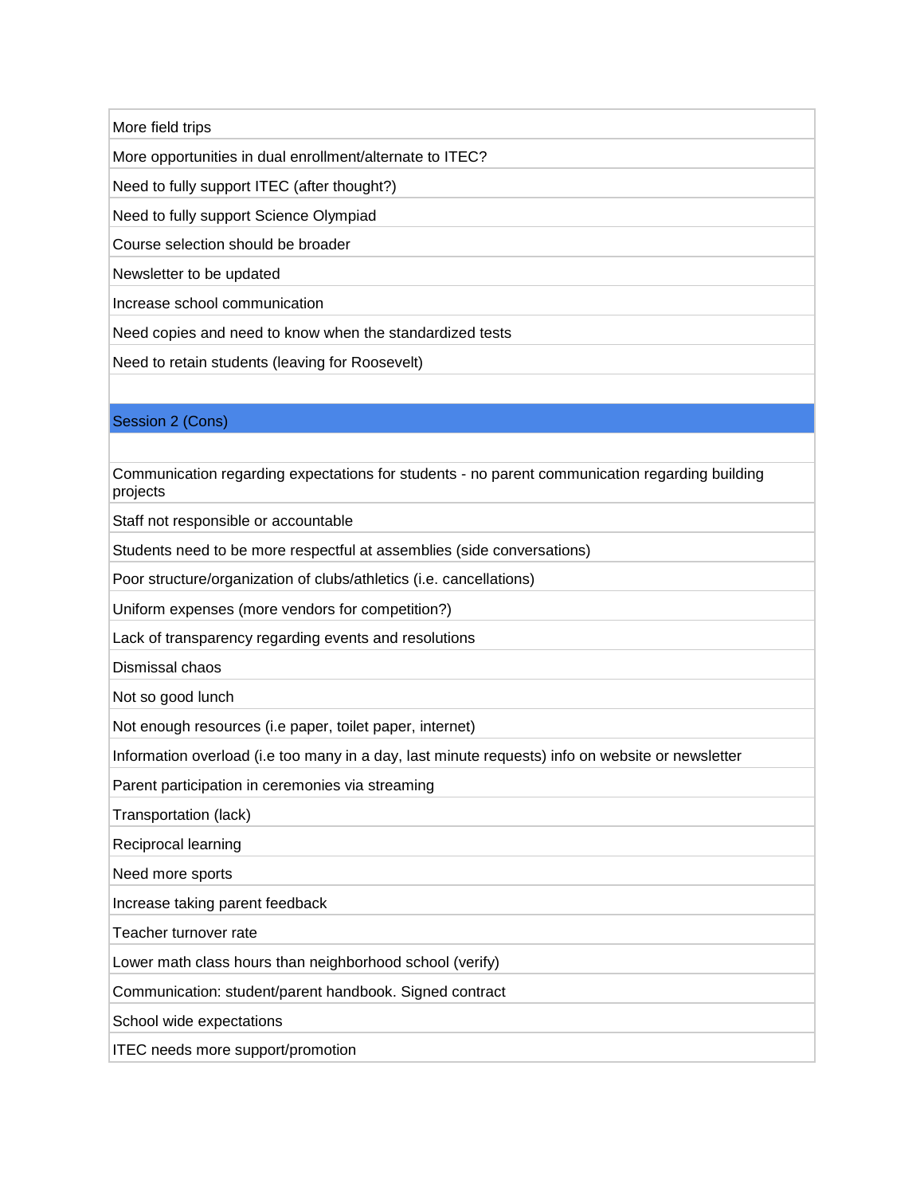| More field trips |
|---|
| More opportunities in dual enrollment/alternate to ITEC? |
| Need to fully support ITEC (after thought?) |
| Need to fully support Science Olympiad |
| Course selection should be broader |
| Newsletter to be updated |
| Increase school communication |
| Need copies and need to know when the standardized tests |
| Need to retain students (leaving for Roosevelt) |
| |
| **Session 2 (Cons)** |
| |
| Communication regarding expectations for students - no parent communication regarding building projects |
| Staff not responsible or accountable |
| Students need to be more respectful at assemblies (side conversations) |
| Poor structure/organization of clubs/athletics (i.e. cancellations) |
| Uniform expenses (more vendors for competition?) |
| Lack of transparency regarding events and resolutions |
| Dismissal chaos |
| Not so good lunch |
| Not enough resources (i.e paper, toilet paper, internet) |
| Information overload (i.e too many in a day, last minute requests) info on website or newsletter |
| Parent participation in ceremonies via streaming |
| Transportation (lack) |
| Reciprocal learning |
| Need more sports |
| Increase taking parent feedback |
| Teacher turnover rate |
| Lower math class hours than neighborhood school (verify) |
| Communication: student/parent handbook. Signed contract |
| School wide expectations |
| ITEC needs more support/promotion |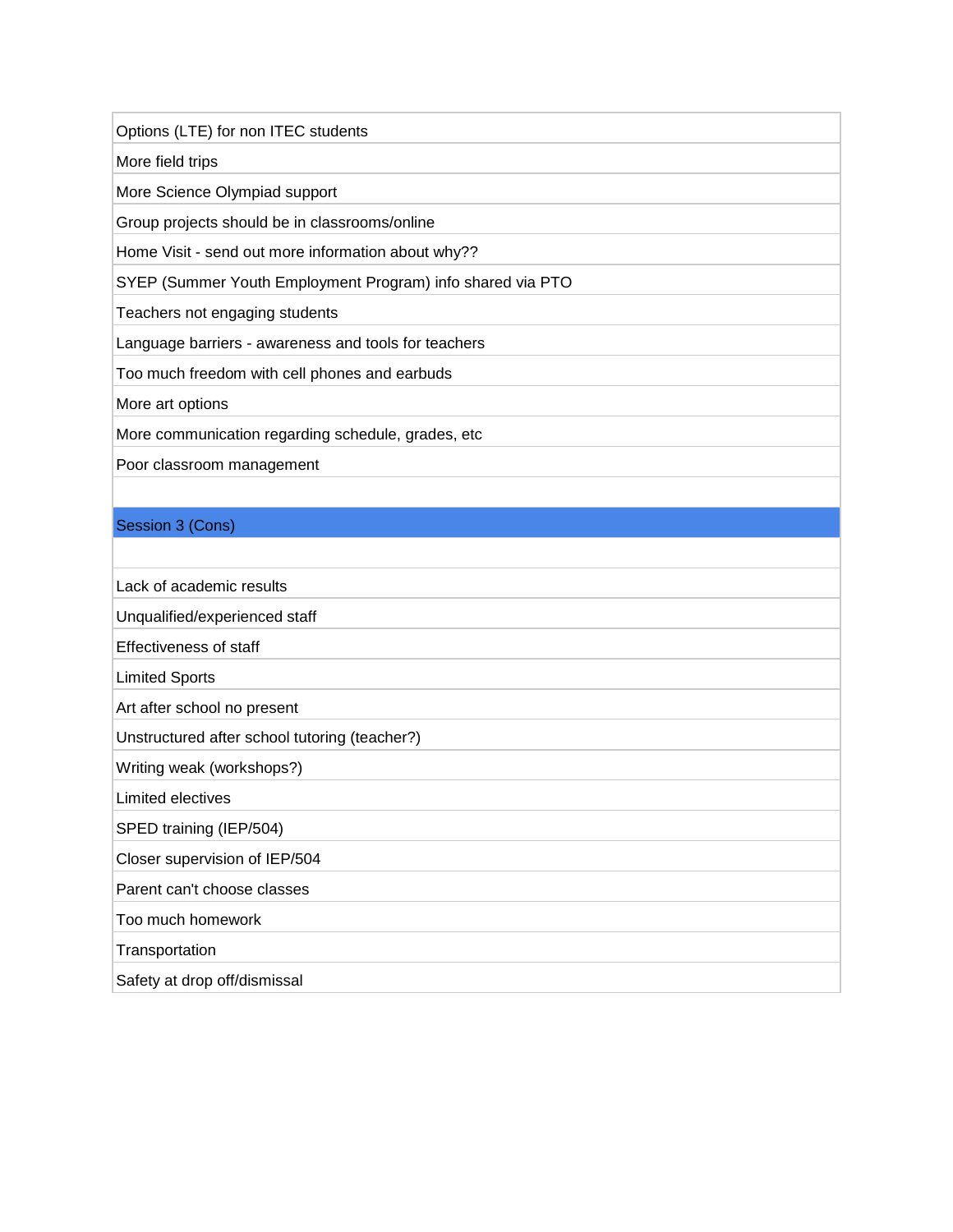| |
|---|
| Options (LTE) for non ITEC students |
| More field trips |
| More Science Olympiad support |
| Group projects should be in classrooms/online |
| Home Visit - send out more information about why?? |
| SYEP (Summer Youth Employment Program) info shared via PTO |
| Teachers not engaging students |
| Language barriers - awareness and tools for teachers |
| Too much freedom with cell phones and earbuds |
| More art options |
| More communication regarding schedule, grades, etc |
| Poor classroom management |
| |
| **Session 3 (Cons)** |
| |
| Lack of academic results |
| Unqualified/experienced staff |
| Effectiveness of staff |
| Limited Sports |
| Art after school no present |
| Unstructured after school tutoring (teacher?) |
| Writing weak (workshops?) |
| Limited electives |
| SPED training (IEP/504) |
| Closer supervision of IEP/504 |
| Parent can't choose classes |
| Too much homework |
| Transportation |
| Safety at drop off/dismissal |